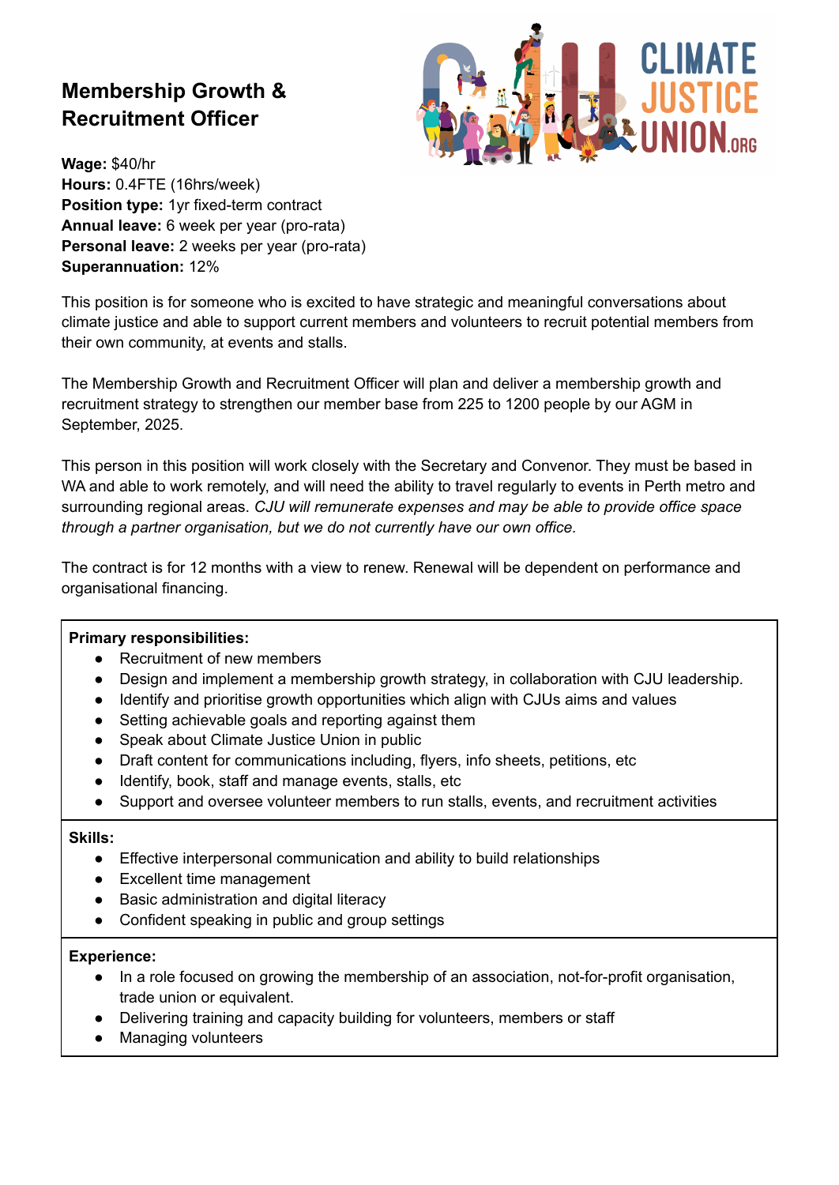# Membership Growth & Recruitment Officer

**Wage:** $40/hr
**Hours:** 0.4FTE (16hrs/week)
**Position type:** 1yr fixed-term contract
**Annual leave:** 6 week per year (pro-rata)
**Personal leave:** 2 weeks per year (pro-rata)
**Superannuation:** 12%

This position is for someone who is excited to have strategic and meaningful conversations about climate justice and able to support current members and volunteers to recruit potential members from their own community, at events and stalls.

The Membership Growth and Recruitment Officer will plan and deliver a membership growth and recruitment strategy to strengthen our member base from 225 to 1200 people by our AGM in September, 2025.

This person in this position will work closely with the Secretary and Convenor. They must be based in WA and able to work remotely, and will need the ability to travel regularly to events in Perth metro and surrounding regional areas. *CJU will remunerate expenses and may be able to provide office space through a partner organisation, but we do not currently have our own office.*

The contract is for 12 months with a view to renew. Renewal will be dependent on performance and organisational financing.

**Primary responsibilities:**

- Recruitment of new members
- Design and implement a membership growth strategy, in collaboration with CJU leadership.
- Identify and prioritise growth opportunities which align with CJUs aims and values
- Setting achievable goals and reporting against them
- Speak about Climate Justice Union in public
- Draft content for communications including, flyers, info sheets, petitions, etc
- Identify, book, staff and manage events, stalls, etc
- Support and oversee volunteer members to run stalls, events, and recruitment activities

**Skills:**

- Effective interpersonal communication and ability to build relationships
- Excellent time management
- Basic administration and digital literacy
- Confident speaking in public and group settings

**Experience:**

- In a role focused on growing the membership of an association, not-for-profit organisation, trade union or equivalent.
- Delivering training and capacity building for volunteers, members or staff
- Managing volunteers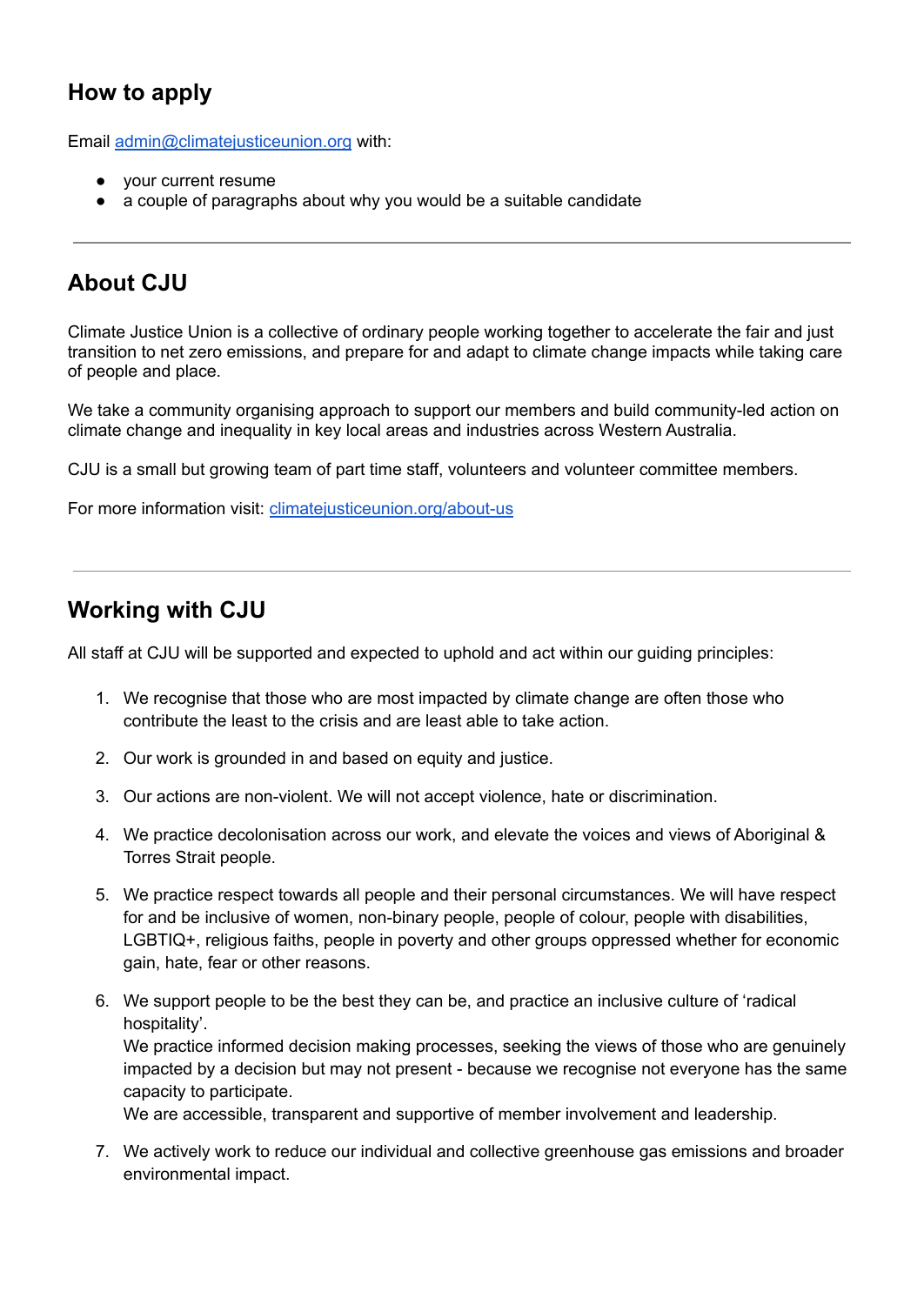## How to apply

Email [admin@climatejusticeunion.org](mailto:admin@climatejusticeunion.org) with:

- your current resume
- a couple of paragraphs about why you would be a suitable candidate

---

## About CJU

Climate Justice Union is a collective of ordinary people working together to accelerate the fair and just transition to net zero emissions, and prepare for and adapt to climate change impacts while taking care of people and place.

We take a community organising approach to support our members and build community-led action on climate change and inequality in key local areas and industries across Western Australia.

CJU is a small but growing team of part time staff, volunteers and volunteer committee members.

For more information visit: [climatejusticeunion.org/about-us](https://climatejusticeunion.org/about-us)

---

## Working with CJU

All staff at CJU will be supported and expected to uphold and act within our guiding principles:

1. We recognise that those who are most impacted by climate change are often those who contribute the least to the crisis and are least able to take action.

2. Our work is grounded in and based on equity and justice.

3. Our actions are non-violent. We will not accept violence, hate or discrimination.

4. We practice decolonisation across our work, and elevate the voices and views of Aboriginal & Torres Strait people.

5. We practice respect towards all people and their personal circumstances. We will have respect for and be inclusive of women, non-binary people, people of colour, people with disabilities, LGBTIQ+, religious faiths, people in poverty and other groups oppressed whether for economic gain, hate, fear or other reasons.

6. We support people to be the best they can be, and practice an inclusive culture of 'radical hospitality'.
   We practice informed decision making processes, seeking the views of those who are genuinely impacted by a decision but may not present - because we recognise not everyone has the same capacity to participate.
   We are accessible, transparent and supportive of member involvement and leadership.

7. We actively work to reduce our individual and collective greenhouse gas emissions and broader environmental impact.